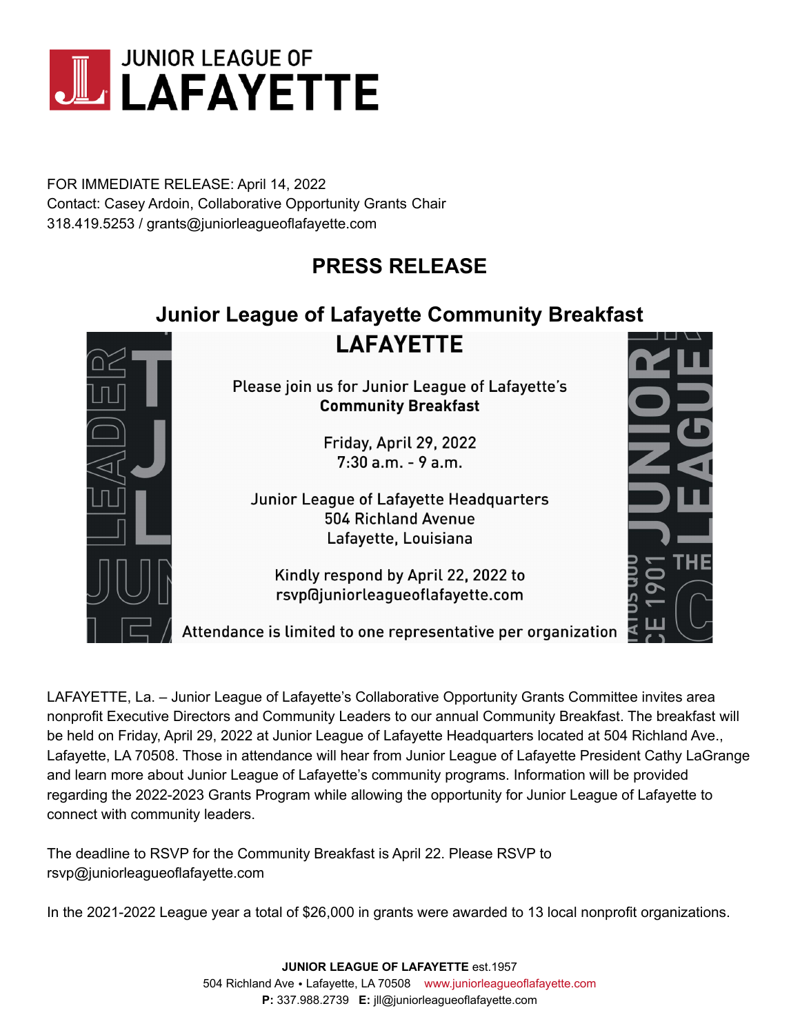JUNIOR LEAGUE OF LAFAYETTE

FOR IMMEDIATE RELEASE: April 14, 2022
Contact: Casey Ardoin, Collaborative Opportunity Grants Chair
318.419.5253 / grants@juniorleagueoflafayette.com

## PRESS RELEASE

## Junior League of Lafayette Community Breakfast

LAFAYETTE

Please join us for Junior League of Lafayette's **Community Breakfast**

Friday, April 29, 2022
7:30 a.m. - 9 a.m.

Junior League of Lafayette Headquarters
504 Richland Avenue
Lafayette, Louisiana

Kindly respond by April 22, 2022 to
rsvp@juniorleagueoflafayette.com

Attendance is limited to one representative per organization

LAFAYETTE, La. – Junior League of Lafayette's Collaborative Opportunity Grants Committee invites area nonprofit Executive Directors and Community Leaders to our annual Community Breakfast. The breakfast will be held on Friday, April 29, 2022 at Junior League of Lafayette Headquarters located at 504 Richland Ave., Lafayette, LA 70508. Those in attendance will hear from Junior League of Lafayette President Cathy LaGrange and learn more about Junior League of Lafayette's community programs. Information will be provided regarding the 2022-2023 Grants Program while allowing the opportunity for Junior League of Lafayette to connect with community leaders.

The deadline to RSVP for the Community Breakfast is April 22. Please RSVP to rsvp@juniorleagueoflafayette.com

In the 2021-2022 League year a total of $26,000 in grants were awarded to 13 local nonprofit organizations.

**JUNIOR LEAGUE OF LAFAYETTE** est.1957
504 Richland Ave • Lafayette, LA 70508 www.juniorleagueoflafayette.com
**P:** 337.988.2739 **E:** jll@juniorleagueoflafayette.com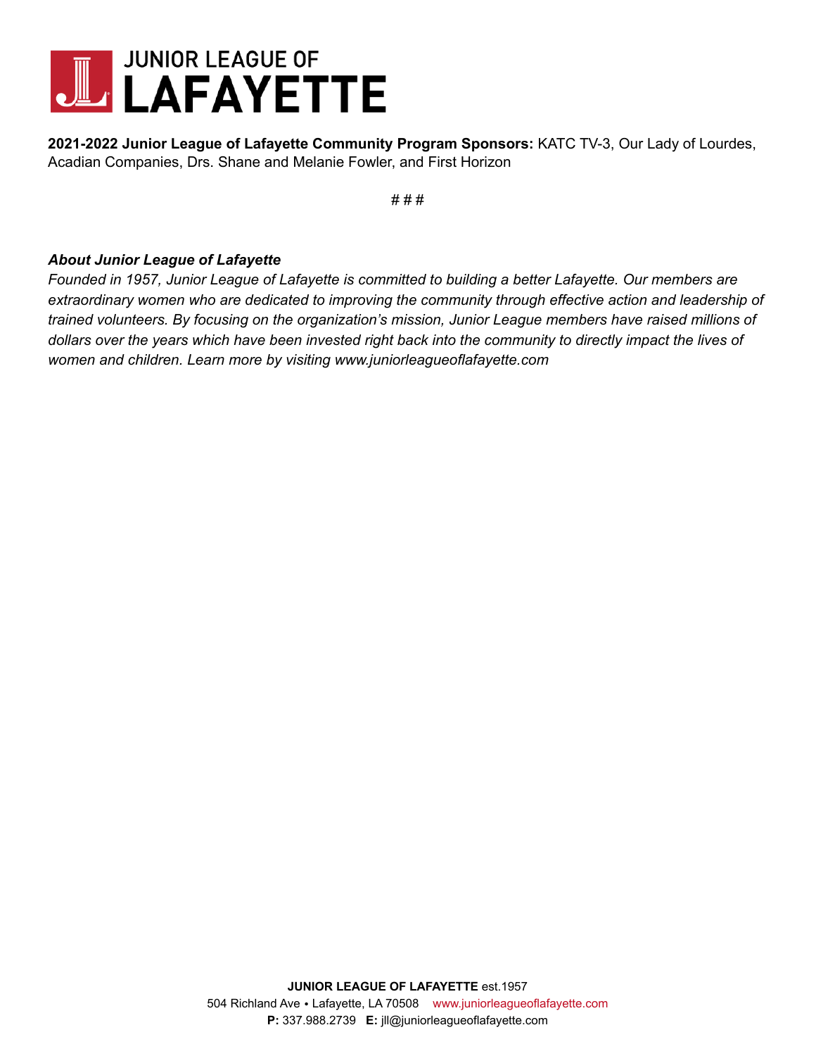**2021-2022 Junior League of Lafayette Community Program Sponsors:** KATC TV-3, Our Lady of Lourdes, Acadian Companies, Drs. Shane and Melanie Fowler, and First Horizon

# # #

***About Junior League of Lafayette***

*Founded in 1957, Junior League of Lafayette is committed to building a better Lafayette. Our members are extraordinary women who are dedicated to improving the community through effective action and leadership of trained volunteers. By focusing on the organization's mission, Junior League members have raised millions of dollars over the years which have been invested right back into the community to directly impact the lives of women and children. Learn more by visiting www.juniorleagueoflafayette.com*